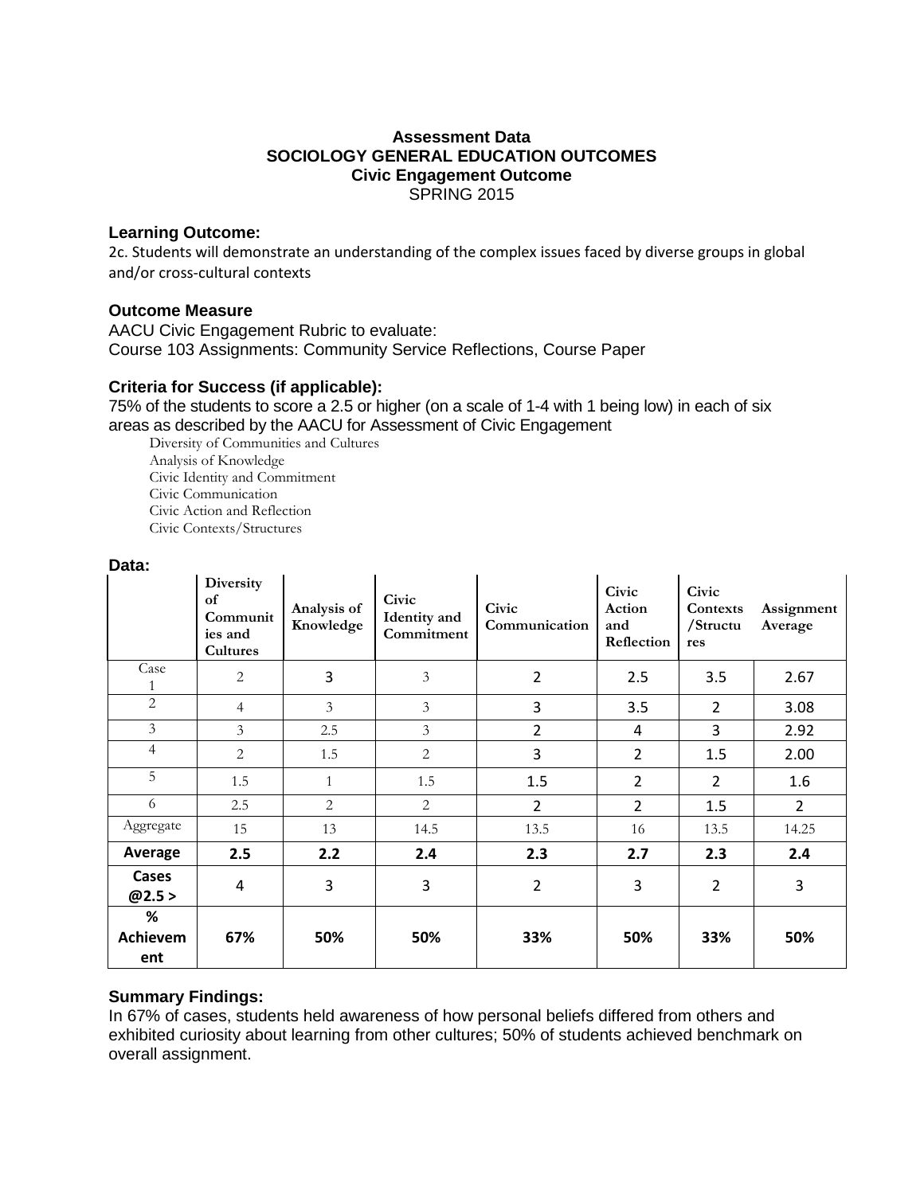**Assessment Data**
**SOCIOLOGY GENERAL EDUCATION OUTCOMES**
**Civic Engagement Outcome**
SPRING 2015

### Learning Outcome:

2c. Students will demonstrate an understanding of the complex issues faced by diverse groups in global and/or cross-cultural contexts

### Outcome Measure

AACU Civic Engagement Rubric to evaluate:
Course 103 Assignments: Community Service Reflections, Course Paper

### Criteria for Success (if applicable):

75% of the students to score a 2.5 or higher (on a scale of 1-4 with 1 being low) in each of six areas as described by the AACU for Assessment of Civic Engagement

- Diversity of Communities and Cultures
- Analysis of Knowledge
- Civic Identity and Commitment
- Civic Communication
- Civic Action and Reflection
- Civic Contexts/Structures

### Data:

| | Diversity of Communities and Cultures | Analysis of Knowledge | Civic Identity and Commitment | Civic Communication | Civic Action and Reflection | Civic Contexts /Structures | Assignment Average |
|---|---|---|---|---|---|---|---|
| Case 1 | 2 | 3 | 3 | 2 | 2.5 | 3.5 | 2.67 |
| 2 | 4 | 3 | 3 | 3 | 3.5 | 2 | 3.08 |
| 3 | 3 | 2.5 | 3 | 2 | 4 | 3 | 2.92 |
| 4 | 2 | 1.5 | 2 | 3 | 2 | 1.5 | 2.00 |
| 5 | 1.5 | 1 | 1.5 | 1.5 | 2 | 2 | 1.6 |
| 6 | 2.5 | 2 | 2 | 2 | 2 | 1.5 | 2 |
| Aggregate | 15 | 13 | 14.5 | 13.5 | 16 | 13.5 | 14.25 |
| **Average** | **2.5** | **2.2** | **2.4** | **2.3** | **2.7** | **2.3** | **2.4** |
| **Cases @2.5 >** | 4 | 3 | 3 | 2 | 3 | 2 | 3 |
| **% Achievement** | **67%** | **50%** | **50%** | **33%** | **50%** | **33%** | **50%** |

### Summary Findings:

In 67% of cases, students held awareness of how personal beliefs differed from others and exhibited curiosity about learning from other cultures; 50% of students achieved benchmark on overall assignment.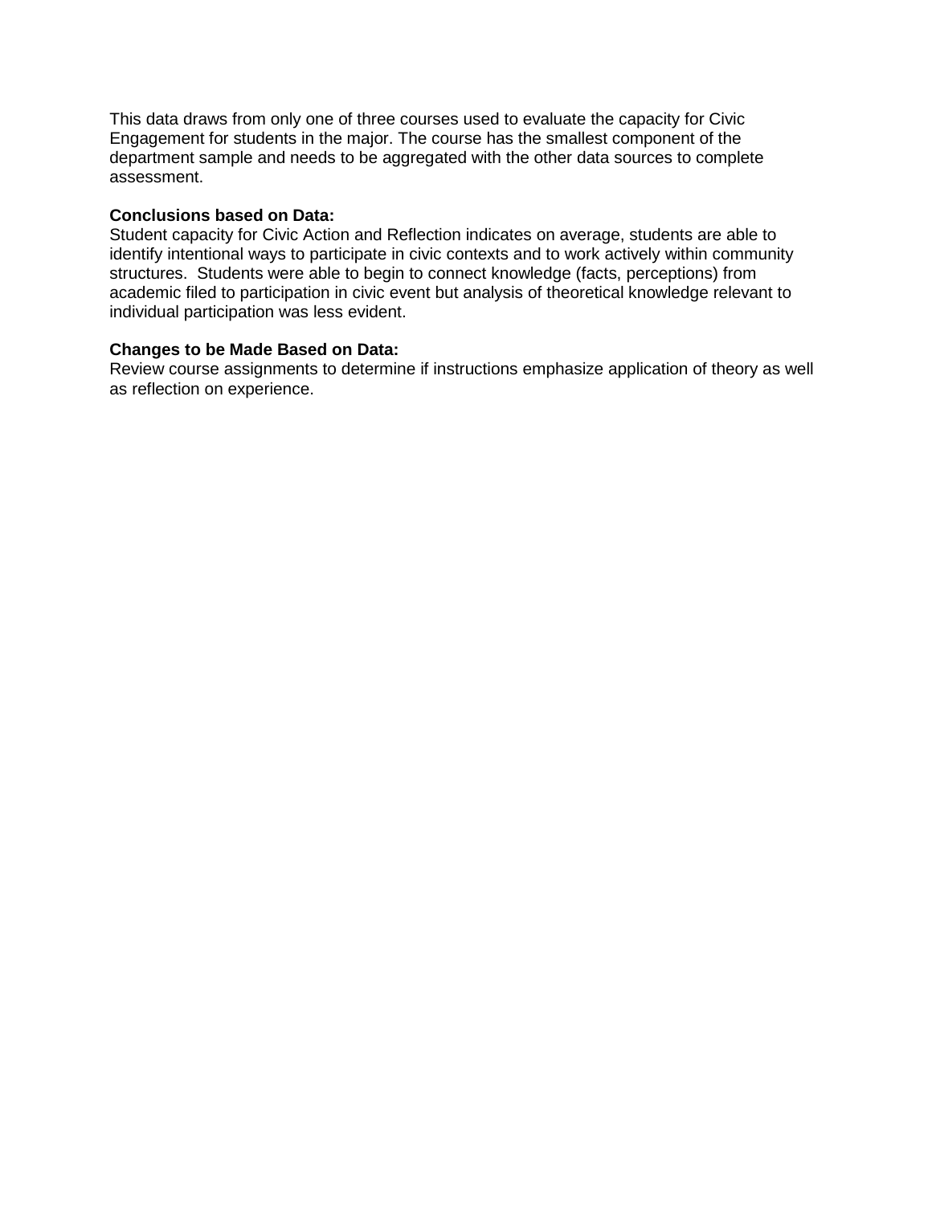This data draws from only one of three courses used to evaluate the capacity for Civic Engagement for students in the major. The course has the smallest component of the department sample and needs to be aggregated with the other data sources to complete assessment.

**Conclusions based on Data:**
Student capacity for Civic Action and Reflection indicates on average, students are able to identify intentional ways to participate in civic contexts and to work actively within community structures. Students were able to begin to connect knowledge (facts, perceptions) from academic filed to participation in civic event but analysis of theoretical knowledge relevant to individual participation was less evident.

**Changes to be Made Based on Data:**
Review course assignments to determine if instructions emphasize application of theory as well as reflection on experience.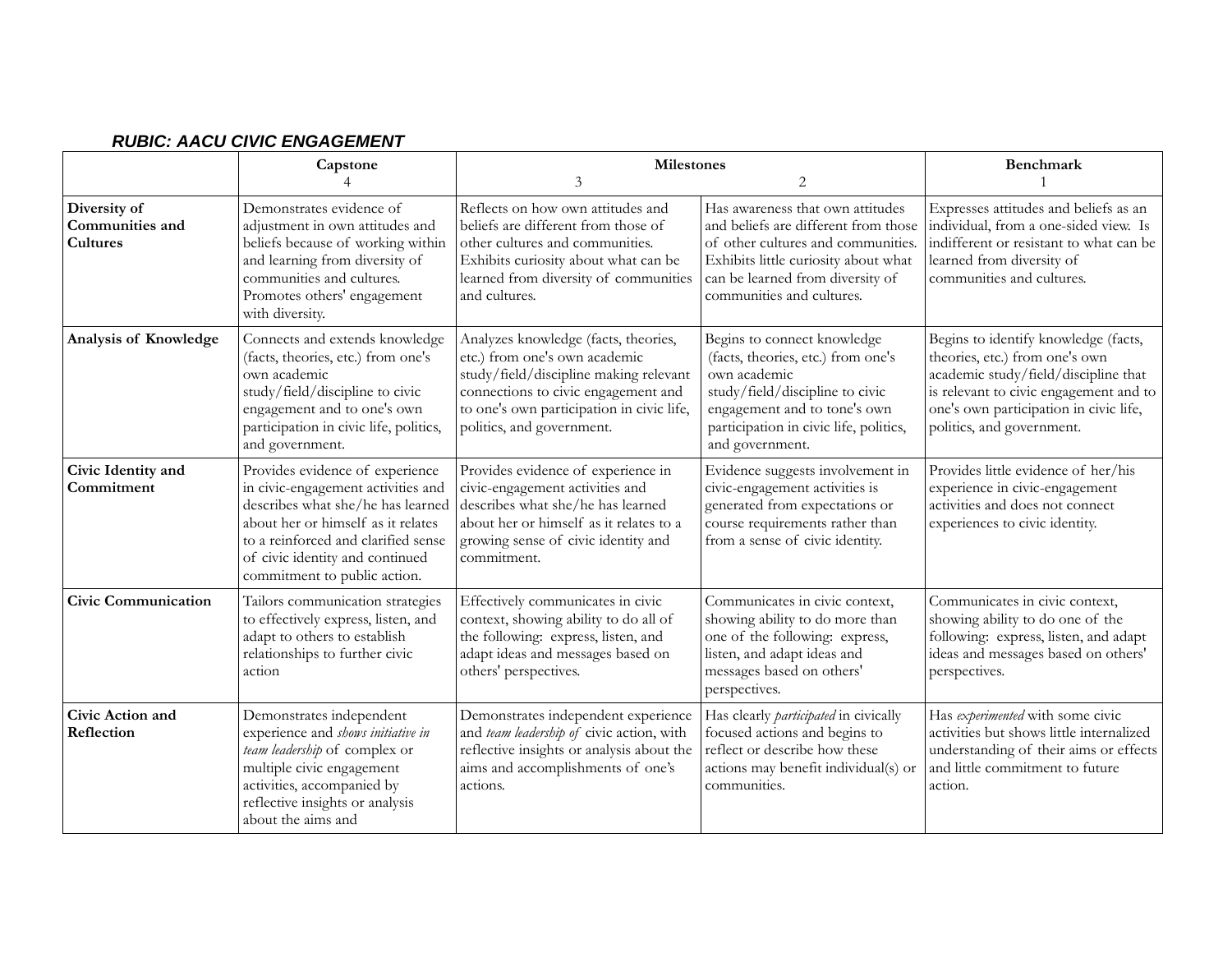***RUBIC: AACU CIVIC ENGAGEMENT***

| | **Capstone** 4 | **Milestones** 3 | 2 | **Benchmark** 1 |
|---|---|---|---|---|
| **Diversity of Communities and Cultures** | Demonstrates evidence of adjustment in own attitudes and beliefs because of working within and learning from diversity of communities and cultures. Promotes others' engagement with diversity. | Reflects on how own attitudes and beliefs are different from those of other cultures and communities. Exhibits curiosity about what can be learned from diversity of communities and cultures. | Has awareness that own attitudes and beliefs are different from those of other cultures and communities. Exhibits little curiosity about what can be learned from diversity of communities and cultures. | Expresses attitudes and beliefs as an individual, from a one-sided view. Is indifferent or resistant to what can be learned from diversity of communities and cultures. |
| **Analysis of Knowledge** | Connects and extends knowledge (facts, theories, etc.) from one's own academic study/field/discipline to civic engagement and to one's own participation in civic life, politics, and government. | Analyzes knowledge (facts, theories, etc.) from one's own academic study/field/discipline making relevant connections to civic engagement and to one's own participation in civic life, politics, and government. | Begins to connect knowledge (facts, theories, etc.) from one's own academic study/field/discipline to civic engagement and to tone's own participation in civic life, politics, and government. | Begins to identify knowledge (facts, theories, etc.) from one's own academic study/field/discipline that is relevant to civic engagement and to one's own participation in civic life, politics, and government. |
| **Civic Identity and Commitment** | Provides evidence of experience in civic-engagement activities and describes what she/he has learned about her or himself as it relates to a reinforced and clarified sense of civic identity and continued commitment to public action. | Provides evidence of experience in civic-engagement activities and describes what she/he has learned about her or himself as it relates to a growing sense of civic identity and commitment. | Evidence suggests involvement in civic-engagement activities is generated from expectations or course requirements rather than from a sense of civic identity. | Provides little evidence of her/his experience in civic-engagement activities and does not connect experiences to civic identity. |
| **Civic Communication** | Tailors communication strategies to effectively express, listen, and adapt to others to establish relationships to further civic action | Effectively communicates in civic context, showing ability to do all of the following: express, listen, and adapt ideas and messages based on others' perspectives. | Communicates in civic context, showing ability to do more than one of the following: express, listen, and adapt ideas and messages based on others' perspectives. | Communicates in civic context, showing ability to do one of the following: express, listen, and adapt ideas and messages based on others' perspectives. |
| **Civic Action and Reflection** | Demonstrates independent experience and *shows initiative in team leadership* of complex or multiple civic engagement activities, accompanied by reflective insights or analysis about the aims and | Demonstrates independent experience and *team leadership of* civic action, with reflective insights or analysis about the aims and accomplishments of one's actions. | Has clearly *participated* in civically focused actions and begins to reflect or describe how these actions may benefit individual(s) or communities. | Has *experimented* with some civic activities but shows little internalized understanding of their aims or effects and little commitment to future action. |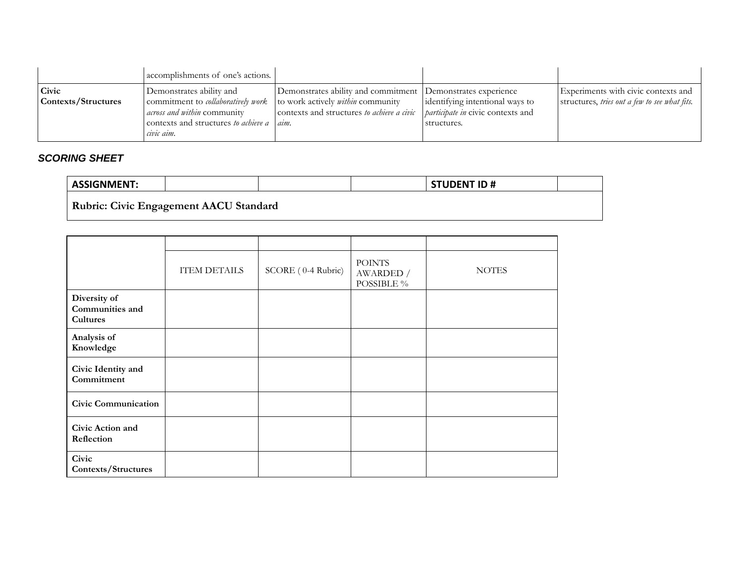|  | accomplishments of one's actions. |  |  |  |
|---|---|---|---|---|
| **Civic Contexts/Structures** | Demonstrates ability and commitment to *collaboratively work across and within* community contexts and structures *to achieve a civic aim.* | Demonstrates ability and commitment to work actively *within* community contexts and structures *to achieve a civic aim.* | Demonstrates experience identifying intentional ways to *participate in* civic contexts and structures. | Experiments with civic contexts and structures, *tries out a few to see what fits.* |

### *SCORING SHEET*

| **ASSIGNMENT:** |  |  |  | **STUDENT ID #** |  |
|---|---|---|---|---|---|
| **Rubric: Civic Engagement AACU Standard** |  |  |  |  |  |

|  |  |  |  |  |
|---|---|---|---|---|
|  | ITEM DETAILS | SCORE ( 0-4 Rubric) | POINTS AWARDED / POSSIBLE % | NOTES |
| **Diversity of Communities and Cultures** |  |  |  |  |
| **Analysis of Knowledge** |  |  |  |  |
| **Civic Identity and Commitment** |  |  |  |  |
| **Civic Communication** |  |  |  |  |
| **Civic Action and Reflection** |  |  |  |  |
| **Civic Contexts/Structures** |  |  |  |  |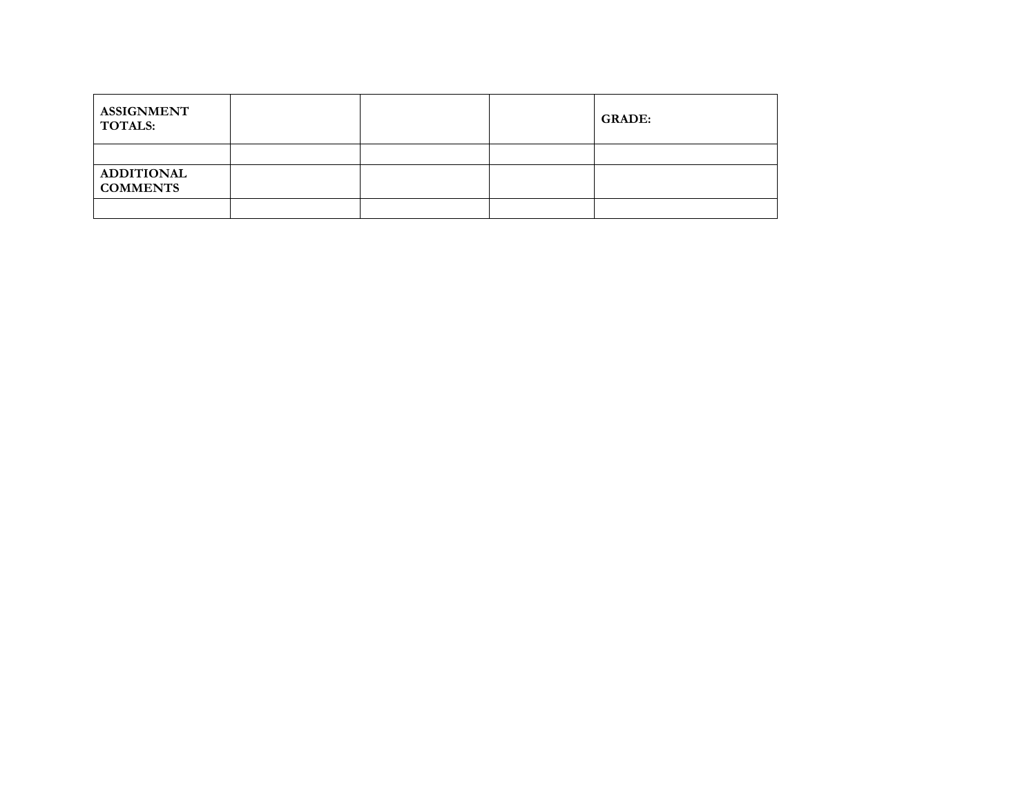| | | | | |
|---|---|---|---|---|
| **ASSIGNMENT TOTALS:** | | | | **GRADE:** |
| | | | | |
| **ADDITIONAL COMMENTS** | | | | |
| | | | | |